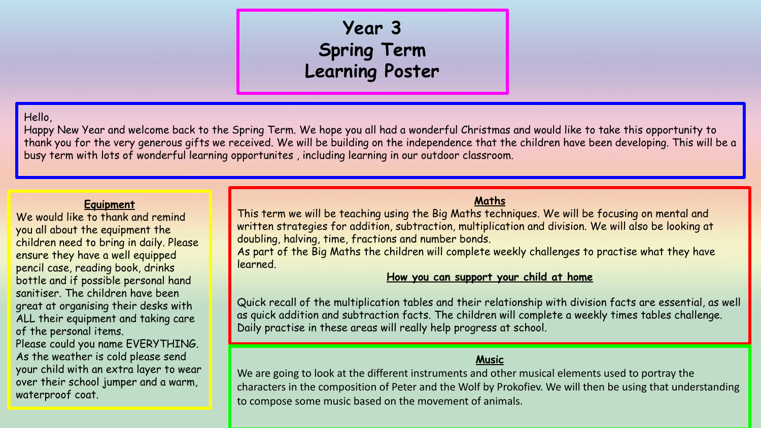# Year 3
# Spring Term
# Learning Poster

Hello,
Happy New Year and welcome back to the Spring Term. We hope you all had a wonderful Christmas and would like to take this opportunity to thank you for the very generous gifts we received. We will be building on the independence that the children have been developing. This will be a busy term with lots of wonderful learning opportunites , including learning in our outdoor classroom.

## Equipment

We would like to thank and remind you all about the equipment the children need to bring in daily. Please ensure they have a well equipped pencil case, reading book, drinks bottle and if possible personal hand sanitiser. The children have been great at organising their desks with ALL their equipment and taking care of the personal items.
Please could you name EVERYTHING.
As the weather is cold please send your child with an extra layer to wear over their school jumper and a warm, waterproof coat.

## Maths

This term we will be teaching using the Big Maths techniques. We will be focusing on mental and written strategies for addition, subtraction, multiplication and division. We will also be looking at doubling, halving, time, fractions and number bonds.
As part of the Big Maths the children will complete weekly challenges to practise what they have learned.

### How you can support your child at home

Quick recall of the multiplication tables and their relationship with division facts are essential, as well as quick addition and subtraction facts. The children will complete a weekly times tables challenge. Daily practise in these areas will really help progress at school.

## Music

We are going to look at the different instruments and other musical elements used to portray the characters in the composition of Peter and the Wolf by Prokofiev. We will then be using that understanding to compose some music based on the movement of animals.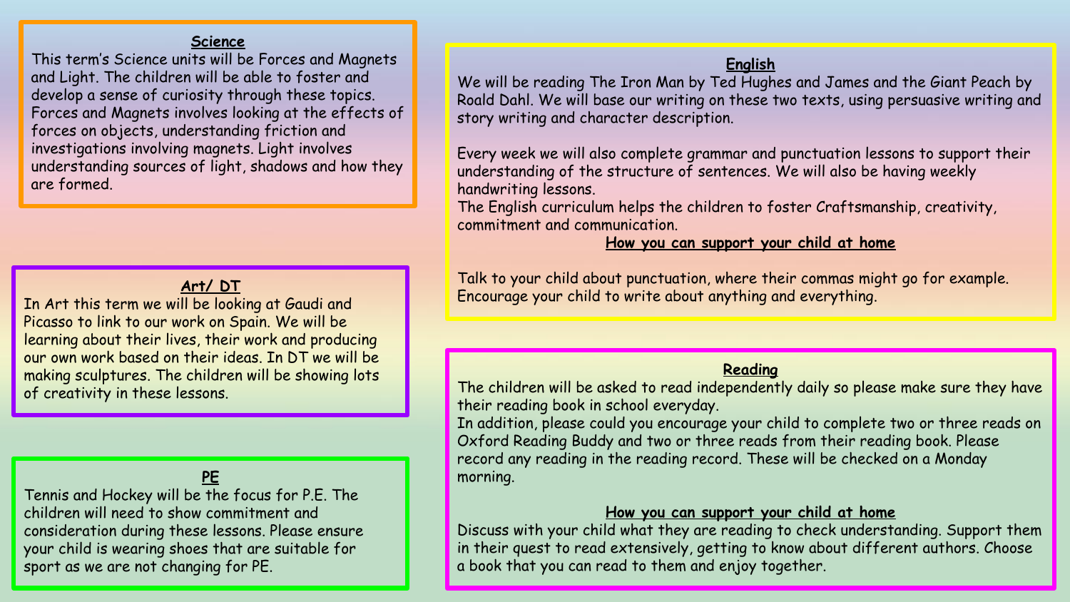## Science

This term's Science units will be Forces and Magnets and Light. The children will be able to foster and develop a sense of curiosity through these topics. Forces and Magnets involves looking at the effects of forces on objects, understanding friction and investigations involving magnets. Light involves understanding sources of light, shadows and how they are formed.

## Art/ DT

In Art this term we will be looking at Gaudi and Picasso to link to our work on Spain. We will be learning about their lives, their work and producing our own work based on their ideas. In DT we will be making sculptures. The children will be showing lots of creativity in these lessons.

## PE

Tennis and Hockey will be the focus for P.E. The children will need to show commitment and consideration during these lessons. Please ensure your child is wearing shoes that are suitable for sport as we are not changing for PE.

## English

We will be reading The Iron Man by Ted Hughes and James and the Giant Peach by Roald Dahl. We will base our writing on these two texts, using persuasive writing and story writing and character description.

Every week we will also complete grammar and punctuation lessons to support their understanding of the structure of sentences. We will also be having weekly handwriting lessons.

The English curriculum helps the children to foster Craftsmanship, creativity, commitment and communication.

### How you can support your child at home

Talk to your child about punctuation, where their commas might go for example. Encourage your child to write about anything and everything.

## Reading

The children will be asked to read independently daily so please make sure they have their reading book in school everyday.

In addition, please could you encourage your child to complete two or three reads on Oxford Reading Buddy and two or three reads from their reading book. Please record any reading in the reading record. These will be checked on a Monday morning.

### How you can support your child at home

Discuss with your child what they are reading to check understanding. Support them in their quest to read extensively, getting to know about different authors. Choose a book that you can read to them and enjoy together.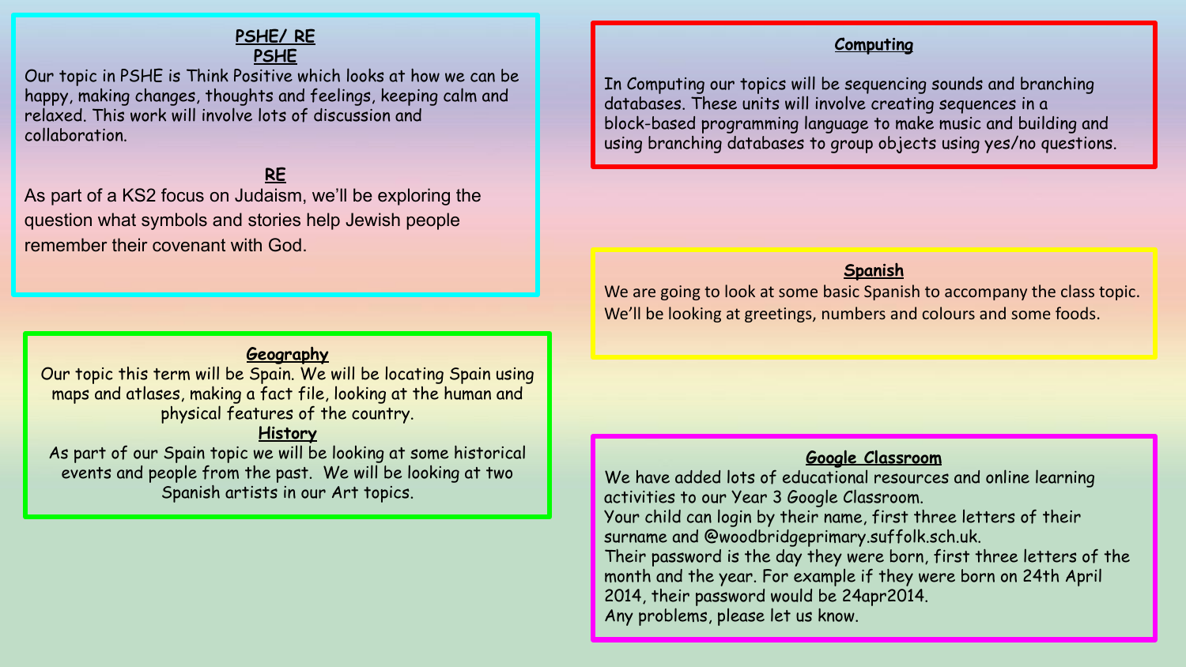## PSHE/ RE

### PSHE

Our topic in PSHE is Think Positive which looks at how we can be happy, making changes, thoughts and feelings, keeping calm and relaxed. This work will involve lots of discussion and collaboration.

### RE

As part of a KS2 focus on Judaism, we'll be exploring the question what symbols and stories help Jewish people remember their covenant with God.

## Geography

Our topic this term will be Spain. We will be locating Spain using maps and atlases, making a fact file, looking at the human and physical features of the country.

## History

As part of our Spain topic we will be looking at some historical events and people from the past. We will be looking at two Spanish artists in our Art topics.

## Computing

In Computing our topics will be sequencing sounds and branching databases. These units will involve creating sequences in a block-based programming language to make music and building and using branching databases to group objects using yes/no questions.

## Spanish

We are going to look at some basic Spanish to accompany the class topic. We'll be looking at greetings, numbers and colours and some foods.

## Google Classroom

We have added lots of educational resources and online learning activities to our Year 3 Google Classroom.

Your child can login by their name, first three letters of their surname and @woodbridgeprimary.suffolk.sch.uk.

Their password is the day they were born, first three letters of the month and the year. For example if they were born on 24th April 2014, their password would be 24apr2014.

Any problems, please let us know.